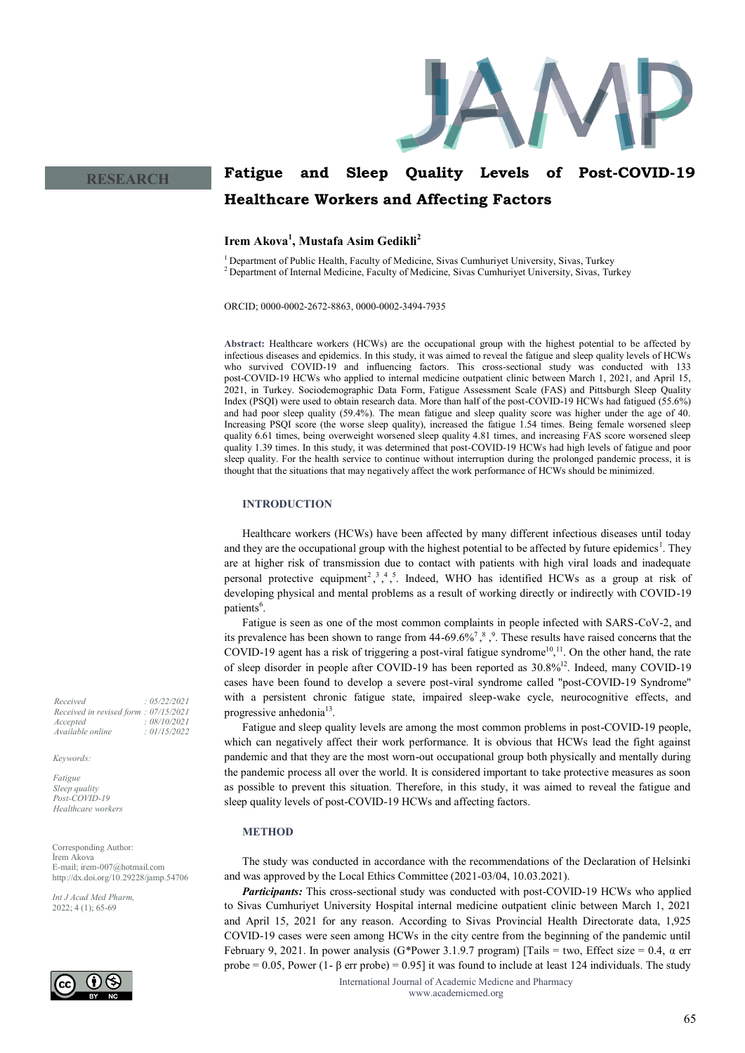RESEARCH

# Fatigue and Sleep Quality Levels of Post-COVID-19 Healthcare Workers and Affecting Factors

**Irem Akova[1], Mustafa Asim Gedikli[2]**

[1] Department of Public Health, Faculty of Medicine, Sivas Cumhuriyet University, Sivas, Turkey
[2] Department of Internal Medicine, Faculty of Medicine, Sivas Cumhuriyet University, Sivas, Turkey

ORCID; 0000-0002-2672-8863, 0000-0002-3494-7935

**Abstract:** Healthcare workers (HCWs) are the occupational group with the highest potential to be affected by infectious diseases and epidemics. In this study, it was aimed to reveal the fatigue and sleep quality levels of HCWs who survived COVID-19 and influencing factors. This cross-sectional study was conducted with 133 post-COVID-19 HCWs who applied to internal medicine outpatient clinic between March 1, 2021, and April 15, 2021, in Turkey. Sociodemographic Data Form, Fatigue Assessment Scale (FAS) and Pittsburgh Sleep Quality Index (PSQI) were used to obtain research data. More than half of the post-COVID-19 HCWs had fatigued (55.6%) and had poor sleep quality (59.4%). The mean fatigue and sleep quality score was higher under the age of 40. Increasing PSQI score (the worse sleep quality), increased the fatigue 1.54 times. Being female worsened sleep quality 6.61 times, being overweight worsened sleep quality 4.81 times, and increasing FAS score worsened sleep quality 1.39 times. In this study, it was determined that post-COVID-19 HCWs had high levels of fatigue and poor sleep quality. For the health service to continue without interruption during the prolonged pandemic process, it is thought that the situations that may negatively affect the work performance of HCWs should be minimized.

*Received : 05/22/2021*
*Received in revised form : 07/15/2021*
*Accepted : 08/10/2021*
*Available online : 01/15/2022*

*Keywords:*

*Fatigue*
*Sleep quality*
*Post-COVID-19*
*Healthcare workers*

Corresponding Author:
İrem Akova
E-mail; irem-007@hotmail.com
http://dx.doi.org/10.29228/jamp.54706

## INTRODUCTION

Healthcare workers (HCWs) have been affected by many different infectious diseases until today and they are the occupational group with the highest potential to be affected by future epidemics[1]. They are at higher risk of transmission due to contact with patients with high viral loads and inadequate personal protective equipment[2,3,4,5]. Indeed, WHO has identified HCWs as a group at risk of developing physical and mental problems as a result of working directly or indirectly with COVID-19 patients[6].

Fatigue is seen as one of the most common complaints in people infected with SARS-CoV-2, and its prevalence has been shown to range from 44-69.6%[7,8,9]. These results have raised concerns that the COVID-19 agent has a risk of triggering a post-viral fatigue syndrome[10,11]. On the other hand, the rate of sleep disorder in people after COVID-19 has been reported as 30.8%[12]. Indeed, many COVID-19 cases have been found to develop a severe post-viral syndrome called "post-COVID-19 Syndrome" with a persistent chronic fatigue state, impaired sleep-wake cycle, neurocognitive effects, and progressive anhedonia[13].

Fatigue and sleep quality levels are among the most common problems in post-COVID-19 people, which can negatively affect their work performance. It is obvious that HCWs lead the fight against pandemic and that they are the most worn-out occupational group both physically and mentally during the pandemic process all over the world. It is considered important to take protective measures as soon as possible to prevent this situation. Therefore, in this study, it was aimed to reveal the fatigue and sleep quality levels of post-COVID-19 HCWs and affecting factors.

## METHOD

The study was conducted in accordance with the recommendations of the Declaration of Helsinki and was approved by the Local Ethics Committee (2021-03/04, 10.03.2021).

***Participants:*** This cross-sectional study was conducted with post-COVID-19 HCWs who applied to Sivas Cumhuriyet University Hospital internal medicine outpatient clinic between March 1, 2021 and April 15, 2021 for any reason. According to Sivas Provincial Health Directorate data, 1,925 COVID-19 cases were seen among HCWs in the city centre from the beginning of the pandemic until February 9, 2021. In power analysis (G*Power 3.1.9.7 program) [Tails = two, Effect size = 0.4, α err probe = 0.05, Power (1- β err probe) = 0.95] it was found to include at least 124 individuals. The study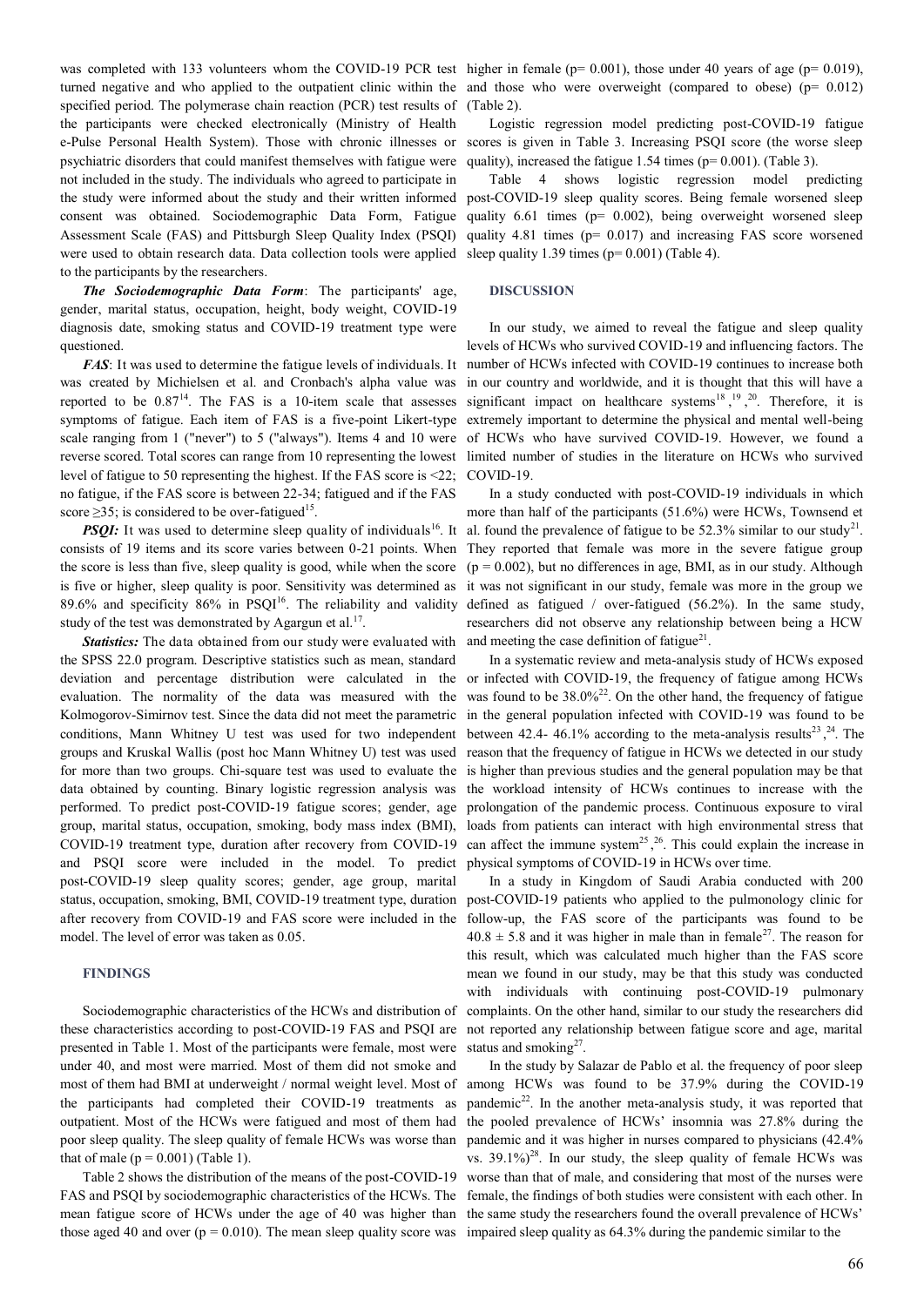was completed with 133 volunteers whom the COVID-19 PCR test turned negative and who applied to the outpatient clinic within the specified period. The polymerase chain reaction (PCR) test results of the participants were checked electronically (Ministry of Health e-Pulse Personal Health System). Those with chronic illnesses or psychiatric disorders that could manifest themselves with fatigue were not included in the study. The individuals who agreed to participate in the study were informed about the study and their written informed consent was obtained. Sociodemographic Data Form, Fatigue Assessment Scale (FAS) and Pittsburgh Sleep Quality Index (PSQI) were used to obtain research data. Data collection tools were applied to the participants by the researchers.

***The Sociodemographic Data Form***: The participants' age, gender, marital status, occupation, height, body weight, COVID-19 diagnosis date, smoking status and COVID-19 treatment type were questioned.

***FAS***: It was used to determine the fatigue levels of individuals. It was created by Michielsen et al. and Cronbach's alpha value was reported to be 0.87[14]. The FAS is a 10-item scale that assesses symptoms of fatigue. Each item of FAS is a five-point Likert-type scale ranging from 1 ("never") to 5 ("always"). Items 4 and 10 were reverse scored. Total scores can range from 10 representing the lowest level of fatigue to 50 representing the highest. If the FAS score is <22; no fatigue, if the FAS score is between 22-34; fatigued and if the FAS score ≥35; is considered to be over-fatigued[15].

***PSQI:*** It was used to determine sleep quality of individuals[16]. It consists of 19 items and its score varies between 0-21 points. When the score is less than five, sleep quality is good, while when the score is five or higher, sleep quality is poor. Sensitivity was determined as 89.6% and specificity 86% in PSQI[16]. The reliability and validity study of the test was demonstrated by Agargun et al.[17].

***Statistics:*** The data obtained from our study were evaluated with the SPSS 22.0 program. Descriptive statistics such as mean, standard deviation and percentage distribution were calculated in the evaluation. The normality of the data was measured with the Kolmogorov-Simirnov test. Since the data did not meet the parametric conditions, Mann Whitney U test was used for two independent groups and Kruskal Wallis (post hoc Mann Whitney U) test was used for more than two groups. Chi-square test was used to evaluate the data obtained by counting. Binary logistic regression analysis was performed. To predict post-COVID-19 fatigue scores; gender, age group, marital status, occupation, smoking, body mass index (BMI), COVID-19 treatment type, duration after recovery from COVID-19 and PSQI score were included in the model. To predict post-COVID-19 sleep quality scores; gender, age group, marital status, occupation, smoking, BMI, COVID-19 treatment type, duration after recovery from COVID-19 and FAS score were included in the model. The level of error was taken as 0.05.

## FINDINGS

Sociodemographic characteristics of the HCWs and distribution of these characteristics according to post-COVID-19 FAS and PSQI are presented in Table 1. Most of the participants were female, most were under 40, and most were married. Most of them did not smoke and most of them had BMI at underweight / normal weight level. Most of the participants had completed their COVID-19 treatments as outpatient. Most of the HCWs were fatigued and most of them had poor sleep quality. The sleep quality of female HCWs was worse than that of male ($p = 0.001$) (Table 1).

Table 2 shows the distribution of the means of the post-COVID-19 FAS and PSQI by sociodemographic characteristics of the HCWs. The mean fatigue score of HCWs under the age of 40 was higher than those aged 40 and over ($p = 0.010$). The mean sleep quality score was higher in female ($p= 0.001$), those under 40 years of age ($p= 0.019$), and those who were overweight (compared to obese) ($p= 0.012$) (Table 2).

Logistic regression model predicting post-COVID-19 fatigue scores is given in Table 3. Increasing PSQI score (the worse sleep quality), increased the fatigue 1.54 times ($p= 0.001$). (Table 3).

Table 4 shows logistic regression model predicting post-COVID-19 sleep quality scores. Being female worsened sleep quality 6.61 times ($p= 0.002$), being overweight worsened sleep quality 4.81 times ($p= 0.017$) and increasing FAS score worsened sleep quality 1.39 times ($p= 0.001$) (Table 4).

## DISCUSSION

In our study, we aimed to reveal the fatigue and sleep quality levels of HCWs who survived COVID-19 and influencing factors. The number of HCWs infected with COVID-19 continues to increase both in our country and worldwide, and it is thought that this will have a significant impact on healthcare systems[18,19,20]. Therefore, it is extremely important to determine the physical and mental well-being of HCWs who have survived COVID-19. However, we found a limited number of studies in the literature on HCWs who survived COVID-19.

In a study conducted with post-COVID-19 individuals in which more than half of the participants (51.6%) were HCWs, Townsend et al. found the prevalence of fatigue to be 52.3% similar to our study[21]. They reported that female was more in the severe fatigue group ($p = 0.002$), but no differences in age, BMI, as in our study. Although it was not significant in our study, female was more in the group we defined as fatigued / over-fatigued (56.2%). In the same study, researchers did not observe any relationship between being a HCW and meeting the case definition of fatigue[21].

In a systematic review and meta-analysis study of HCWs exposed or infected with COVID-19, the frequency of fatigue among HCWs was found to be 38.0%[22]. On the other hand, the frequency of fatigue in the general population infected with COVID-19 was found to be between 42.4- 46.1% according to the meta-analysis results[23,24]. The reason that the frequency of fatigue in HCWs we detected in our study is higher than previous studies and the general population may be that the workload intensity of HCWs continues to increase with the prolongation of the pandemic process. Continuous exposure to viral loads from patients can interact with high environmental stress that can affect the immune system[25,26]. This could explain the increase in physical symptoms of COVID-19 in HCWs over time.

In a study in Kingdom of Saudi Arabia conducted with 200 post-COVID-19 patients who applied to the pulmonology clinic for follow-up, the FAS score of the participants was found to be $40.8 \pm 5.8$ and it was higher in male than in female[27]. The reason for this result, which was calculated much higher than the FAS score mean we found in our study, may be that this study was conducted with individuals with continuing post-COVID-19 pulmonary complaints. On the other hand, similar to our study the researchers did not reported any relationship between fatigue score and age, marital status and smoking[27].

In the study by Salazar de Pablo et al. the frequency of poor sleep among HCWs was found to be 37.9% during the COVID-19 pandemic[22]. In the another meta-analysis study, it was reported that the pooled prevalence of HCWs' insomnia was 27.8% during the pandemic and it was higher in nurses compared to physicians (42.4% vs. 39.1%)[28]. In our study, the sleep quality of female HCWs were worse than that of male, and considering that most of the nurses were female, the findings of both studies were consistent with each other. In the same study the researchers found the overall prevalence of HCWs' impaired sleep quality as 64.3% during the pandemic similar to the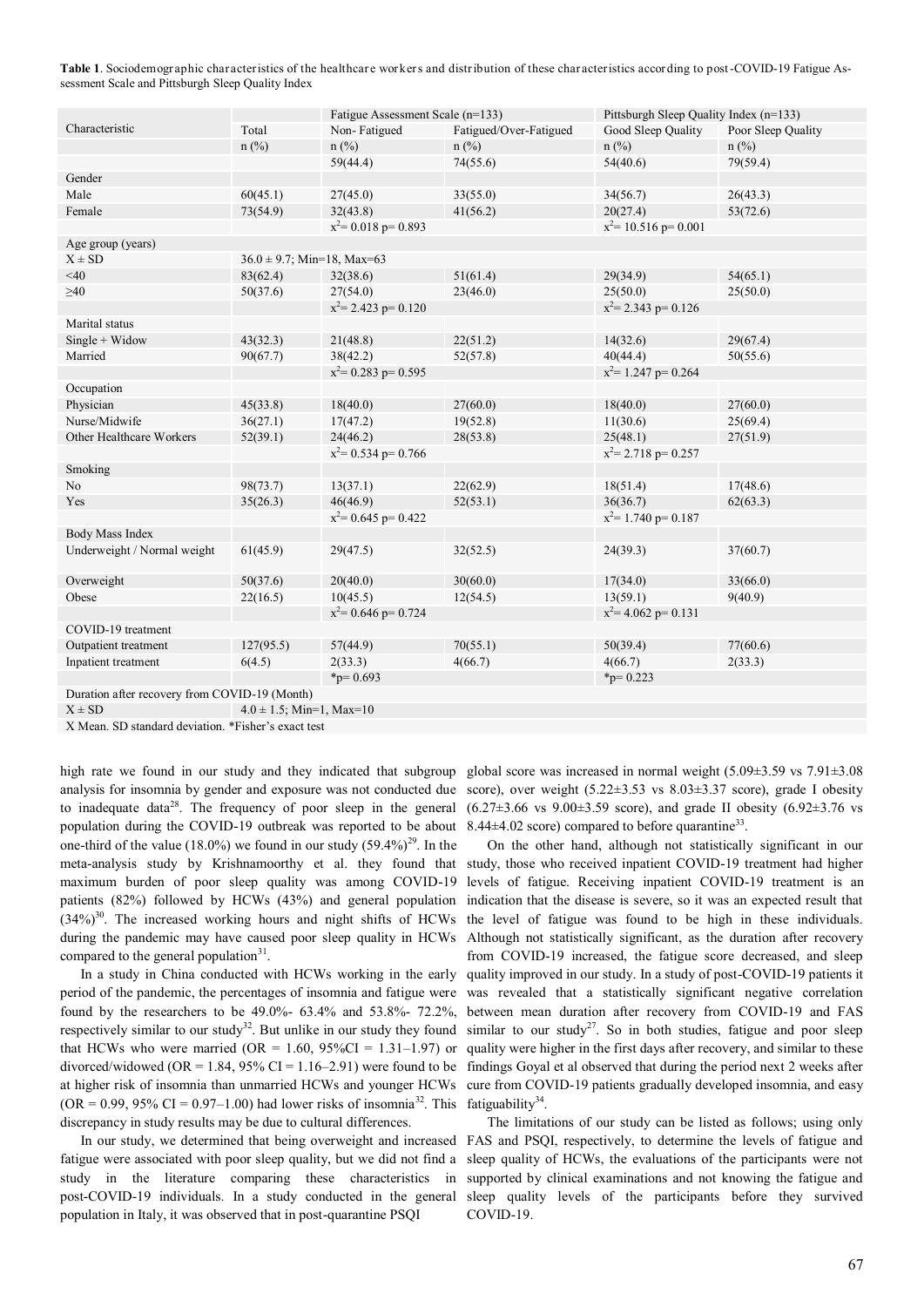**Table 1**. Sociodemographic characteristics of the healthcare workers and distribution of these characteristics according to post-COVID-19 Fatigue Assessment Scale and Pittsburgh Sleep Quality Index

| Characteristic | Total | Fatigue Assessment Scale (n=133) | | Pittsburgh Sleep Quality Index (n=133) | |
|---|---|---|---|---|---|
| | | Non- Fatigued | Fatigued/Over-Fatigued | Good Sleep Quality | Poor Sleep Quality |
| | n (%) | n (%) | n (%) | n (%) | n (%) |
| | | 59(44.4) | 74(55.6) | 54(40.6) | 79(59.4) |
| Gender | | | | | |
| Male | 60(45.1) | 27(45.0) | 33(55.0) | 34(56.7) | 26(43.3) |
| Female | 73(54.9) | 32(43.8) | 41(56.2) | 20(27.4) | 53(72.6) |
| | | $x^2$= 0.018 p= 0.893 | | $x^2$= 10.516 p= 0.001 | |
| Age group (years) | | | | | |
| X ± SD | 36.0 ± 9.7; Min=18, Max=63 | | | | |
| <40 | 83(62.4) | 32(38.6) | 51(61.4) | 29(34.9) | 54(65.1) |
| ≥40 | 50(37.6) | 27(54.0) | 23(46.0) | 25(50.0) | 25(50.0) |
| | | $x^2$= 2.423 p= 0.120 | | $x^2$= 2.343 p= 0.126 | |
| Marital status | | | | | |
| Single + Widow | 43(32.3) | 21(48.8) | 22(51.2) | 14(32.6) | 29(67.4) |
| Married | 90(67.7) | 38(42.2) | 52(57.8) | 40(44.4) | 50(55.6) |
| | | $x^2$= 0.283 p= 0.595 | | $x^2$= 1.247 p= 0.264 | |
| Occupation | | | | | |
| Physician | 45(33.8) | 18(40.0) | 27(60.0) | 18(40.0) | 27(60.0) |
| Nurse/Midwife | 36(27.1) | 17(47.2) | 19(52.8) | 11(30.6) | 25(69.4) |
| Other Healthcare Workers | 52(39.1) | 24(46.2) | 28(53.8) | 25(48.1) | 27(51.9) |
| | | $x^2$= 0.534 p= 0.766 | | $x^2$= 2.718 p= 0.257 | |
| Smoking | | | | | |
| No | 98(73.7) | 13(37.1) | 22(62.9) | 18(51.4) | 17(48.6) |
| Yes | 35(26.3) | 46(46.9) | 52(53.1) | 36(36.7) | 62(63.3) |
| | | $x^2$= 0.645 p= 0.422 | | $x^2$= 1.740 p= 0.187 | |
| Body Mass Index | | | | | |
| Underweight / Normal weight | 61(45.9) | 29(47.5) | 32(52.5) | 24(39.3) | 37(60.7) |
| Overweight | 50(37.6) | 20(40.0) | 30(60.0) | 17(34.0) | 33(66.0) |
| Obese | 22(16.5) | 10(45.5) | 12(54.5) | 13(59.1) | 9(40.9) |
| | | $x^2$= 0.646 p= 0.724 | | $x^2$= 4.062 p= 0.131 | |
| COVID-19 treatment | | | | | |
| Outpatient treatment | 127(95.5) | 57(44.9) | 70(55.1) | 50(39.4) | 77(60.6) |
| Inpatient treatment | 6(4.5) | 2(33.3) | 4(66.7) | 4(66.7) | 2(33.3) |
| | | *p= 0.693 | | *p= 0.223 | |
| Duration after recovery from COVID-19 (Month) | | | | | |
| X ± SD | 4.0 ± 1.5; Min=1, Max=10 | | | | |

X Mean. SD standard deviation. *Fisher's exact test

high rate we found in our study and they indicated that subgroup analysis for insomnia by gender and exposure was not conducted due to inadequate data[28]. The frequency of poor sleep in the general population during the COVID-19 outbreak was reported to be about one-third of the value (18.0%) we found in our study (59.4%)[29]. In the meta-analysis study by Krishnamoorthy et al. they found that maximum burden of poor sleep quality was among COVID-19 patients (82%) followed by HCWs (43%) and general population (34%)[30]. The increased working hours and night shifts of HCWs during the pandemic may have caused poor sleep quality in HCWs compared to the general population[31].

In a study in China conducted with HCWs working in the early period of the pandemic, the percentages of insomnia and fatigue were found by the researchers to be 49.0%- 63.4% and 53.8%- 72.2%, respectively similar to our study[32]. But unlike in our study they found that HCWs who were married (OR = 1.60, 95%CI = 1.31–1.97) or divorced/widowed (OR = 1.84, 95% CI = 1.16–2.91) were found to be at higher risk of insomnia than unmarried HCWs and younger HCWs (OR = 0.99, 95% CI = 0.97–1.00) had lower risks of insomnia[32]. This discrepancy in study results may be due to cultural differences.

In our study, we determined that being overweight and increased fatigue were associated with poor sleep quality, but we did not find a study in the literature comparing these characteristics in post-COVID-19 individuals. In a study conducted in the general population in Italy, it was observed that in post-quarantine PSQI global score was increased in normal weight (5.09±3.59 vs 7.91±3.08 score), over weight (5.22±3.53 vs 8.03±3.37 score), grade I obesity (6.27±3.66 vs 9.00±3.59 score), and grade II obesity (6.92±3.76 vs 8.44±4.02 score) compared to before quarantine[33].

On the other hand, although not statistically significant in our study, those who received inpatient COVID-19 treatment had higher levels of fatigue. Receiving inpatient COVID-19 treatment is an indication that the disease is severe, so it was an expected result that the level of fatigue was found to be high in these individuals. Although not statistically significant, as the duration after recovery from COVID-19 increased, the fatigue score decreased, and sleep quality improved in our study. In a study of post-COVID-19 patients it was revealed that a statistically significant negative correlation between mean duration after recovery from COVID-19 and FAS similar to our study[27]. So in both studies, fatigue and poor sleep quality were higher in the first days after recovery, and similar to these findings Goyal et al observed that during the period next 2 weeks after cure from COVID-19 patients gradually developed insomnia, and easy fatiguability[34].

The limitations of our study can be listed as follows; using only FAS and PSQI, respectively, to determine the levels of fatigue and sleep quality of HCWs, the evaluations of the participants were not supported by clinical examinations and not knowing the fatigue and sleep quality levels of the participants before they survived COVID-19.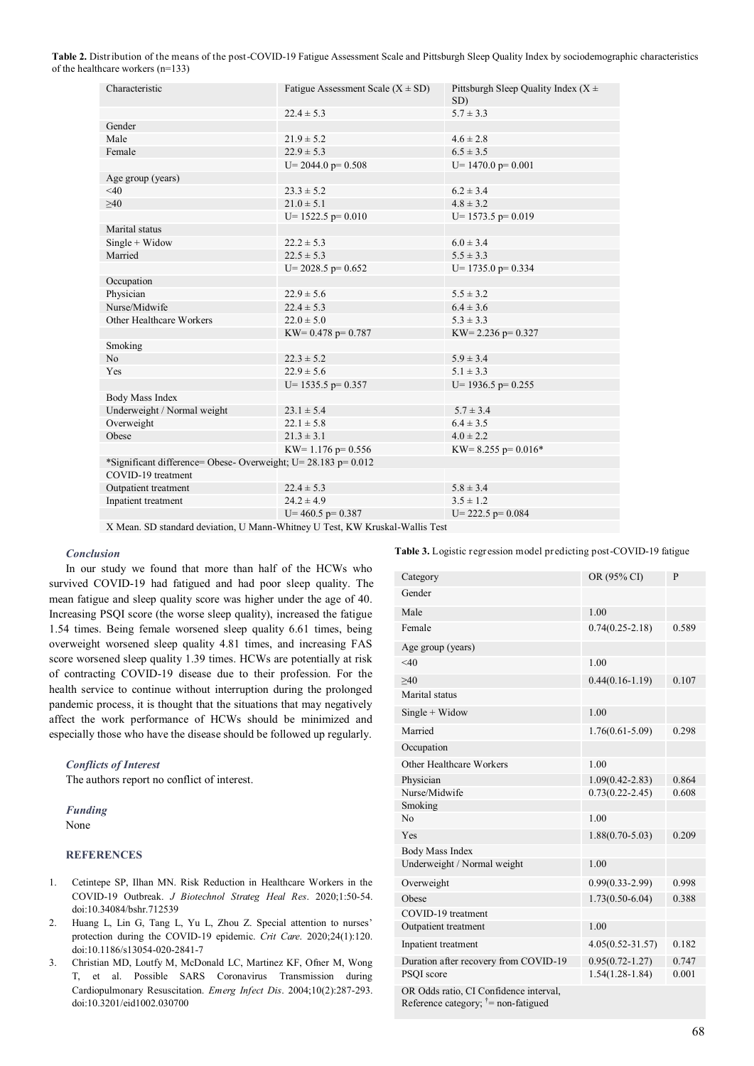**Table 2.** Distribution of the means of the post-COVID-19 Fatigue Assessment Scale and Pittsburgh Sleep Quality Index by sociodemographic characteristics of the healthcare workers (n=133)

| Characteristic | Fatigue Assessment Scale (X ± SD) | Pittsburgh Sleep Quality Index (X ± SD) |
|---|---|---|
| | 22.4 ± 5.3 | 5.7 ± 3.3 |
| Gender | | |
| Male | 21.9 ± 5.2 | 4.6 ± 2.8 |
| Female | 22.9 ± 5.3 | 6.5 ± 3.5 |
| | U= 2044.0 p= 0.508 | U= 1470.0 p= 0.001 |
| Age group (years) | | |
| <40 | 23.3 ± 5.2 | 6.2 ± 3.4 |
| ≥40 | 21.0 ± 5.1 | 4.8 ± 3.2 |
| | U= 1522.5 p= 0.010 | U= 1573.5 p= 0.019 |
| Marital status | | |
| Single + Widow | 22.2 ± 5.3 | 6.0 ± 3.4 |
| Married | 22.5 ± 5.3 | 5.5 ± 3.3 |
| | U= 2028.5 p= 0.652 | U= 1735.0 p= 0.334 |
| Occupation | | |
| Physician | 22.9 ± 5.6 | 5.5 ± 3.2 |
| Nurse/Midwife | 22.4 ± 5.3 | 6.4 ± 3.6 |
| Other Healthcare Workers | 22.0 ± 5.0 | 5.3 ± 3.3 |
| | KW= 0.478 p= 0.787 | KW= 2.236 p= 0.327 |
| Smoking | | |
| No | 22.3 ± 5.2 | 5.9 ± 3.4 |
| Yes | 22.9 ± 5.6 | 5.1 ± 3.3 |
| | U= 1535.5 p= 0.357 | U= 1936.5 p= 0.255 |
| Body Mass Index | | |
| Underweight / Normal weight | 23.1 ± 5.4 | 5.7 ± 3.4 |
| Overweight | 22.1 ± 5.8 | 6.4 ± 3.5 |
| Obese | 21.3 ± 3.1 | 4.0 ± 2.2 |
| | KW= 1.176 p= 0.556 | KW= 8.255 p= 0.016* |
| *Significant difference= Obese- Overweight; U= 28.183 p= 0.012 | | |
| COVID-19 treatment | | |
| Outpatient treatment | 22.4 ± 5.3 | 5.8 ± 3.4 |
| Inpatient treatment | 24.2 ± 4.9 | 3.5 ± 1.2 |
| | U= 460.5 p= 0.387 | U= 222.5 p= 0.084 |

X Mean. SD standard deviation, U Mann-Whitney U Test, KW Kruskal-Wallis Test

### *Conclusion*

In our study we found that more than half of the HCWs who survived COVID-19 had fatigued and had poor sleep quality. The mean fatigue and sleep quality score was higher under the age of 40. Increasing PSQI score (the worse sleep quality), increased the fatigue 1.54 times. Being female worsened sleep quality 6.61 times, being overweight worsened sleep quality 4.81 times, and increasing FAS score worsened sleep quality 1.39 times. HCWs are potentially at risk of contracting COVID-19 disease due to their profession. For the health service to continue without interruption during the prolonged pandemic process, it is thought that the situations that may negatively affect the work performance of HCWs should be minimized and especially those who have the disease should be followed up regularly.

### *Conflicts of Interest*

The authors report no conflict of interest.

### *Funding*

None

### REFERENCES

1. Cetintepe SP, Ilhan MN. Risk Reduction in Healthcare Workers in the COVID-19 Outbreak. *J Biotechnol Strateg Heal Res*. 2020;1:50-54. doi:10.34084/bshr.712539
2. Huang L, Lin G, Tang L, Yu L, Zhou Z. Special attention to nurses' protection during the COVID-19 epidemic. *Crit Care*. 2020;24(1):120. doi:10.1186/s13054-020-2841-7
3. Christian MD, Loutfy M, McDonald LC, Martinez KF, Ofner M, Wong T, et al. Possible SARS Coronavirus Transmission during Cardiopulmonary Resuscitation. *Emerg Infect Dis*. 2004;10(2):287-293. doi:10.3201/eid1002.030700

**Table 3.** Logistic regression model predicting post-COVID-19 fatigue

| Category | OR (95% CI) | P |
|---|---|---|
| Gender | | |
| Male | 1.00 | |
| Female | 0.74(0.25-2.18) | 0.589 |
| Age group (years) | | |
| <40 | 1.00 | |
| ≥40 | 0.44(0.16-1.19) | 0.107 |
| Marital status | | |
| Single + Widow | 1.00 | |
| Married | 1.76(0.61-5.09) | 0.298 |
| Occupation | | |
| Other Healthcare Workers | 1.00 | |
| Physician | 1.09(0.42-2.83) | 0.864 |
| Nurse/Midwife | 0.73(0.22-2.45) | 0.608 |
| Smoking | | |
| No | 1.00 | |
| Yes | 1.88(0.70-5.03) | 0.209 |
| Body Mass Index | | |
| Underweight / Normal weight | 1.00 | |
| Overweight | 0.99(0.33-2.99) | 0.998 |
| Obese | 1.73(0.50-6.04) | 0.388 |
| COVID-19 treatment | | |
| Outpatient treatment | 1.00 | |
| Inpatient treatment | 4.05(0.52-31.57) | 0.182 |
| Duration after recovery from COVID-19 | 0.95(0.72-1.27) | 0.747 |
| PSQI score | 1.54(1.28-1.84) | 0.001 |

OR Odds ratio, CI Confidence interval, Reference category; †= non-fatigued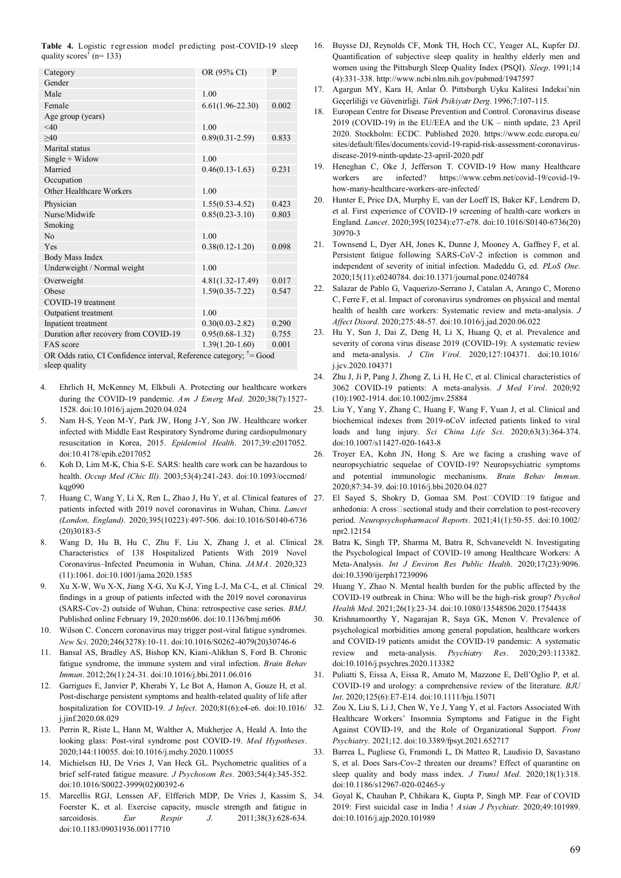**Table 4.** Logistic regression model predicting post-COVID-19 sleep quality scores[†] (n= 133)

| Category | OR (95% CI) | P |
|---|---|---|
| Gender | | |
| Male | 1.00 | |
| Female | 6.61(1.96-22.30) | 0.002 |
| Age group (years) | | |
| <40 | 1.00 | |
| ≥40 | 0.89(0.31-2.59) | 0.833 |
| Marital status | | |
| Single + Widow | 1.00 | |
| Married | 0.46(0.13-1.63) | 0.231 |
| Occupation | | |
| Other Healthcare Workers | 1.00 | |
| Physician | 1.55(0.53-4.52) | 0.423 |
| Nurse/Midwife | 0.85(0.23-3.10) | 0.803 |
| Smoking | | |
| No | 1.00 | |
| Yes | 0.38(0.12-1.20) | 0.098 |
| Body Mass Index | | |
| Underweight / Normal weight | 1.00 | |
| Overweight | 4.81(1.32-17.49) | 0.017 |
| Obese | 1.59(0.35-7.22) | 0.547 |
| COVID-19 treatment | | |
| Outpatient treatment | 1.00 | |
| Inpatient treatment | 0.30(0.03-2.82) | 0.290 |
| Duration after recovery from COVID-19 | 0.95(0.68-1.32) | 0.755 |
| FAS score | 1.39(1.20-1.60) | 0.001 |

OR Odds ratio, CI Confidence interval, Reference category; [†]= Good sleep quality

4. Ehrlich H, McKenney M, Elkbuli A. Protecting our healthcare workers during the COVID-19 pandemic. *Am J Emerg Med*. 2020;38(7):1527-1528. doi:10.1016/j.ajem.2020.04.024
5. Nam H-S, Yeon M-Y, Park JW, Hong J-Y, Son JW. Healthcare worker infected with Middle East Respiratory Syndrome during cardiopulmonary resuscitation in Korea, 2015. *Epidemiol Health*. 2017;39:e2017052. doi:10.4178/epih.e2017052
6. Koh D, Lim M-K, Chia S-E. SARS: health care work can be hazardous to health. *Occup Med (Chic Ill)*. 2003;53(4):241-243. doi:10.1093/occmed/kqg090
7. Huang C, Wang Y, Li X, Ren L, Zhao J, Hu Y, et al. Clinical features of patients infected with 2019 novel coronavirus in Wuhan, China. *Lancet (London, England)*. 2020;395(10223):497-506. doi:10.1016/S0140-6736(20)30183-5
8. Wang D, Hu B, Hu C, Zhu F, Liu X, Zhang J, et al. Clinical Characteristics of 138 Hospitalized Patients With 2019 Novel Coronavirus–Infected Pneumonia in Wuhan, China. *JAMA*. 2020;323(11):1061. doi:10.1001/jama.2020.1585
9. Xu X-W, Wu X-X, Jiang X-G, Xu K-J, Ying L-J, Ma C-L, et al. Clinical findings in a group of patients infected with the 2019 novel coronavirus (SARS-Cov-2) outside of Wuhan, China: retrospective case series. *BMJ.* Published online February 19, 2020:m606. doi:10.1136/bmj.m606
10. Wilson C. Concern coronavirus may trigger post-viral fatigue syndromes. *New Sci*. 2020;246(3278):10-11. doi:10.1016/S0262-4079(20)30746-6
11. Bansal AS, Bradley AS, Bishop KN, Kiani-Alikhan S, Ford B. Chronic fatigue syndrome, the immune system and viral infection. *Brain Behav Immun*. 2012;26(1):24-31. doi:10.1016/j.bbi.2011.06.016
12. Garrigues E, Janvier P, Kherabi Y, Le Bot A, Hamon A, Gouze H, et al. Post-discharge persistent symptoms and health-related quality of life after hospitalization for COVID-19. *J Infect*. 2020;81(6):e4-e6. doi:10.1016/j.jinf.2020.08.029
13. Perrin R, Riste L, Hann M, Walther A, Mukherjee A, Heald A. Into the looking glass: Post-viral syndrome post COVID-19. *Med Hypotheses*. 2020;144:110055. doi:10.1016/j.mehy.2020.110055
14. Michielsen HJ, De Vries J, Van Heck GL. Psychometric qualities of a brief self-rated fatigue measure. *J Psychosom Res*. 2003;54(4):345-352. doi:10.1016/S0022-3999(02)00392-6
15. Marcellis RGJ, Lenssen AF, Elfferich MDP, De Vries J, Kassim S, Foerster K, et al. Exercise capacity, muscle strength and fatigue in sarcoidosis. *Eur Respir J.* 2011;38(3):628-634. doi:10.1183/09031936.00117710
16. Buysse DJ, Reynolds CF, Monk TH, Hoch CC, Yeager AL, Kupfer DJ. Quantification of subjective sleep quality in healthy elderly men and women using the Pittsburgh Sleep Quality Index (PSQI). *Sleep*. 1991;14(4):331-338. http://www.ncbi.nlm.nih.gov/pubmed/1947597
17. Agargun MY, Kara H, Anlar Ö. Pittsburgh Uyku Kalitesi Indeksi'nin Geçerliliği ve Güvenirliği. *Türk Psikiyatr Derg*. 1996;7:107-115.
18. European Centre for Disease Prevention and Control. Coronavirus disease 2019 (COVID-19) in the EU/EEA and the UK – ninth update, 23 April 2020. Stockholm: ECDC. Published 2020. https://www.ecdc.europa.eu/sites/default/files/documents/covid-19-rapid-risk-assessment-coronavirus-disease-2019-ninth-update-23-april-2020.pdf
19. Heneghan C, Oke J, Jefferson T. COVID-19 How many Healthcare workers are infected? https://www.cebm.net/covid-19/covid-19-how-many-healthcare-workers-are-infected/
20. Hunter E, Price DA, Murphy E, van der Loeff IS, Baker KF, Lendrem D, et al. First experience of COVID-19 screening of health-care workers in England. *Lancet*. 2020;395(10234):e77-e78. doi:10.1016/S0140-6736(20)30970-3
21. Townsend L, Dyer AH, Jones K, Dunne J, Mooney A, Gaffney F, et al. Persistent fatigue following SARS-CoV-2 infection is common and independent of severity of initial infection. Madeddu G, ed. *PLoS One*. 2020;15(11):e0240784. doi:10.1371/journal.pone.0240784
22. Salazar de Pablo G, Vaquerizo-Serrano J, Catalan A, Arango C, Moreno C, Ferre F, et al. Impact of coronavirus syndromes on physical and mental health of health care workers: Systematic review and meta-analysis. *J Affect Disord*. 2020;275:48-57. doi:10.1016/j.jad.2020.06.022
23. Hu Y, Sun J, Dai Z, Deng H, Li X, Huang Q, et al. Prevalence and severity of corona virus disease 2019 (COVID-19): A systematic review and meta-analysis. *J Clin Virol*. 2020;127:104371. doi:10.1016/j.jcv.2020.104371
24. Zhu J, Ji P, Pang J, Zhong Z, Li H, He C, et al. Clinical characteristics of 3062 COVID-19 patients: A meta-analysis. *J Med Virol*. 2020;92(10):1902-1914. doi:10.1002/jmv.25884
25. Liu Y, Yang Y, Zhang C, Huang F, Wang F, Yuan J, et al. Clinical and biochemical indexes from 2019-nCoV infected patients linked to viral loads and lung injury. *Sci China Life Sci.* 2020;63(3):364-374. doi:10.1007/s11427-020-1643-8
26. Troyer EA, Kohn JN, Hong S. Are we facing a crashing wave of neuropsychiatric sequelae of COVID-19? Neuropsychiatric symptoms and potential immunologic mechanisms. *Brain Behav Immun*. 2020;87:34-39. doi:10.1016/j.bbi.2020.04.027
27. El Sayed S, Shokry D, Gomaa SM. Post□COVID□19 fatigue and anhedonia: A cross□sectional study and their correlation to post-recovery period. *Neuropsychopharmacol Reports*. 2021;41(1):50-55. doi:10.1002/npr2.12154
28. Batra K, Singh TP, Sharma M, Batra R, Schvaneveldt N. Investigating the Psychological Impact of COVID-19 among Healthcare Workers: A Meta-Analysis. *Int J Environ Res Public Health*. 2020;17(23):9096. doi:10.3390/ijerph17239096
29. Huang Y, Zhao N. Mental health burden for the public affected by the COVID-19 outbreak in China: Who will be the high-risk group? *Psychol Health Med*. 2021;26(1):23-34. doi:10.1080/13548506.2020.1754438
30. Krishnamoorthy Y, Nagarajan R, Saya GK, Menon V. Prevalence of psychological morbidities among general population, healthcare workers and COVID-19 patients amidst the COVID-19 pandemic: A systematic review and meta-analysis. *Psychiatry Res*. 2020;293:113382. doi:10.1016/j.psychres.2020.113382
31. Puliatti S, Eissa A, Eissa R, Amato M, Mazzone E, Dell'Oglio P, et al. COVID-19 and urology: a comprehensive review of the literature. *BJU Int*. 2020;125(6):E7-E14. doi:10.1111/bju.15071
32. Zou X, Liu S, Li J, Chen W, Ye J, Yang Y, et al. Factors Associated With Healthcare Workers' Insomnia Symptoms and Fatigue in the Fight Against COVID-19, and the Role of Organizational Support. *Front Psychiatry*. 2021;12. doi:10.3389/fpsyt.2021.652717
33. Barrea L, Pugliese G, Framondi L, Di Matteo R, Laudisio D, Savastano S, et al. Does Sars-Cov-2 threaten our dreams? Effect of quarantine on sleep quality and body mass index. *J Transl Med*. 2020;18(1):318. doi:10.1186/s12967-020-02465-y
34. Goyal K, Chauhan P, Chhikara K, Gupta P, Singh MP. Fear of COVID 2019: First suicidal case in India ! *Asian J Psychiatr*. 2020;49:101989. doi:10.1016/j.ajp.2020.101989